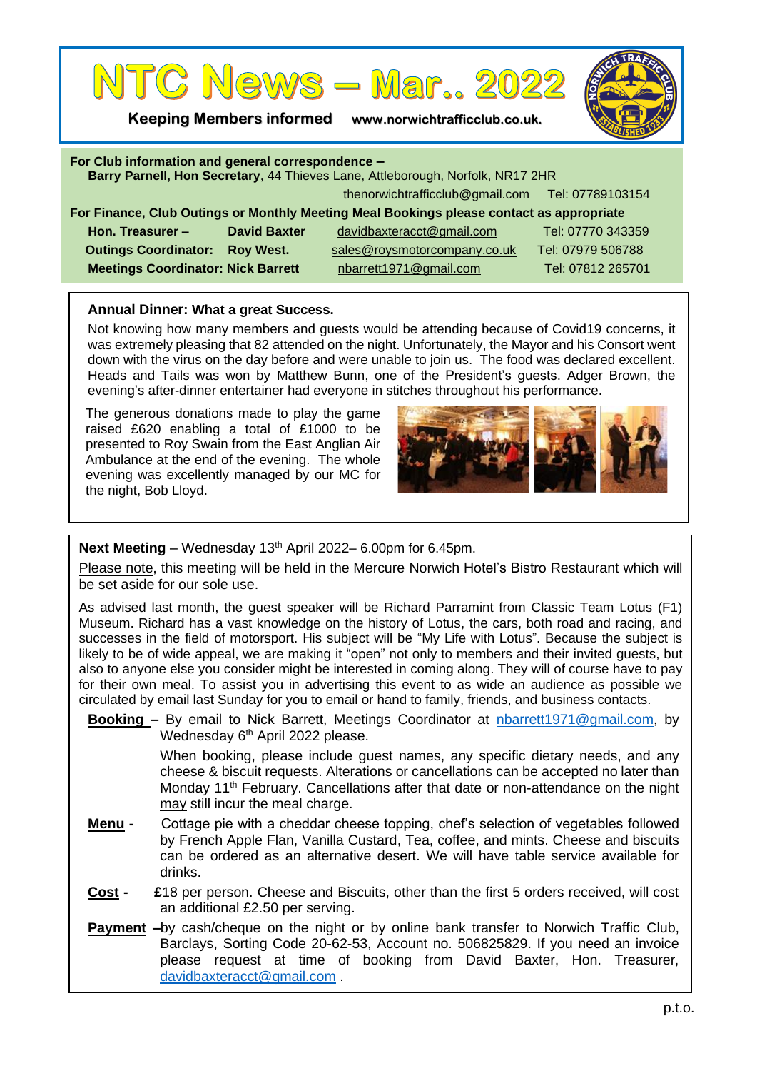# NTC News – Mar.. 2022

**Keeping Members informed** www.norwichtrafficclub.co.uk.

**For Club information and general correspondence –**
**Barry Parnell, Hon Secretary**, 44 Thieves Lane, Attleborough, Norfolk, NR17 2HR
thenorwichtrafficclub@gmail.com Tel: 07789103154

**For Finance, Club Outings or Monthly Meeting Meal Bookings please contact as appropriate**

| | | | |
|---|---|---|---|
| **Hon. Treasurer –** | **David Baxter** | davidbaxteracct@gmail.com | Tel: 07770 343359 |
| **Outings Coordinator:** | **Roy West.** | sales@roysmotorcompany.co.uk | Tel: 07979 506788 |
| **Meetings Coordinator:** | **Nick Barrett** | nbarrett1971@gmail.com | Tel: 07812 265701 |

## Annual Dinner: What a great Success.

Not knowing how many members and guests would be attending because of Covid19 concerns, it was extremely pleasing that 82 attended on the night. Unfortunately, the Mayor and his Consort went down with the virus on the day before and were unable to join us. The food was declared excellent. Heads and Tails was won by Matthew Bunn, one of the President's guests. Adger Brown, the evening's after-dinner entertainer had everyone in stitches throughout his performance.

The generous donations made to play the game raised £620 enabling a total of £1000 to be presented to Roy Swain from the East Anglian Air Ambulance at the end of the evening. The whole evening was excellently managed by our MC for the night, Bob Lloyd.

**Next Meeting** – Wednesday 13th April 2022– 6.00pm for 6.45pm.

Please note, this meeting will be held in the Mercure Norwich Hotel's Bistro Restaurant which will be set aside for our sole use.

As advised last month, the guest speaker will be Richard Parramint from Classic Team Lotus (F1) Museum. Richard has a vast knowledge on the history of Lotus, the cars, both road and racing, and successes in the field of motorsport. His subject will be "My Life with Lotus". Because the subject is likely to be of wide appeal, we are making it "open" not only to members and their invited guests, but also to anyone else you consider might be interested in coming along. They will of course have to pay for their own meal. To assist you in advertising this event to as wide an audience as possible we circulated by email last Sunday for you to email or hand to family, friends, and business contacts.

**Booking –** By email to Nick Barrett, Meetings Coordinator at nbarrett1971@gmail.com, by Wednesday 6th April 2022 please.

When booking, please include guest names, any specific dietary needs, and any cheese & biscuit requests. Alterations or cancellations can be accepted no later than Monday 11th February. Cancellations after that date or non-attendance on the night may still incur the meal charge.

**Menu -** Cottage pie with a cheddar cheese topping, chef's selection of vegetables followed by French Apple Flan, Vanilla Custard, Tea, coffee, and mints. Cheese and biscuits can be ordered as an alternative desert. We will have table service available for drinks.

**Cost -** £18 per person. Cheese and Biscuits, other than the first 5 orders received, will cost an additional £2.50 per serving.

**Payment –** by cash/cheque on the night or by online bank transfer to Norwich Traffic Club, Barclays, Sorting Code 20-62-53, Account no. 506825829. If you need an invoice please request at time of booking from David Baxter, Hon. Treasurer, davidbaxteracct@gmail.com .

p.t.o.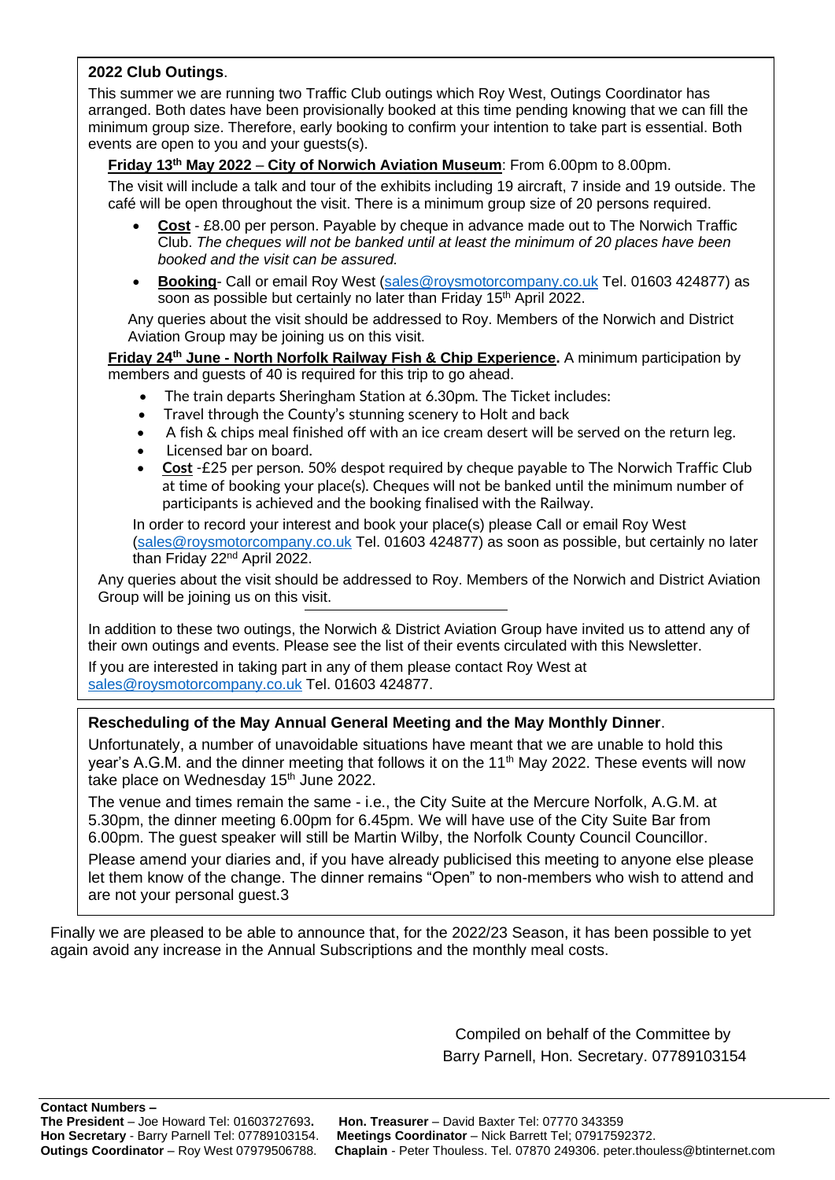**2022 Club Outings**.

This summer we are running two Traffic Club outings which Roy West, Outings Coordinator has arranged. Both dates have been provisionally booked at this time pending knowing that we can fill the minimum group size. Therefore, early booking to confirm your intention to take part is essential. Both events are open to you and your guests(s).

**Friday 13th May 2022 – City of Norwich Aviation Museum**: From 6.00pm to 8.00pm.

The visit will include a talk and tour of the exhibits including 19 aircraft, 7 inside and 19 outside. The café will be open throughout the visit. There is a minimum group size of 20 persons required.

- **Cost** - £8.00 per person. Payable by cheque in advance made out to The Norwich Traffic Club. *The cheques will not be banked until at least the minimum of 20 places have been booked and the visit can be assured.*
- **Booking**- Call or email Roy West (sales@roysmotorcompany.co.uk Tel. 01603 424877) as soon as possible but certainly no later than Friday 15th April 2022.

Any queries about the visit should be addressed to Roy. Members of the Norwich and District Aviation Group may be joining us on this visit.

**Friday 24th June - North Norfolk Railway Fish & Chip Experience.** A minimum participation by members and guests of 40 is required for this trip to go ahead.

- The train departs Sheringham Station at 6.30pm. The Ticket includes:
- Travel through the County's stunning scenery to Holt and back
- A fish & chips meal finished off with an ice cream desert will be served on the return leg.
- Licensed bar on board.
- **Cost** -£25 per person. 50% despot required by cheque payable to The Norwich Traffic Club at time of booking your place(s). Cheques will not be banked until the minimum number of participants is achieved and the booking finalised with the Railway.

In order to record your interest and book your place(s) please Call or email Roy West (sales@roysmotorcompany.co.uk Tel. 01603 424877) as soon as possible, but certainly no later than Friday 22nd April 2022.

Any queries about the visit should be addressed to Roy. Members of the Norwich and District Aviation Group will be joining us on this visit.

---

In addition to these two outings, the Norwich & District Aviation Group have invited us to attend any of their own outings and events. Please see the list of their events circulated with this Newsletter.

If you are interested in taking part in any of them please contact Roy West at sales@roysmotorcompany.co.uk Tel. 01603 424877.

**Rescheduling of the May Annual General Meeting and the May Monthly Dinner**.

Unfortunately, a number of unavoidable situations have meant that we are unable to hold this year's A.G.M. and the dinner meeting that follows it on the 11th May 2022. These events will now take place on Wednesday 15th June 2022.

The venue and times remain the same - i.e., the City Suite at the Mercure Norfolk, A.G.M. at 5.30pm, the dinner meeting 6.00pm for 6.45pm. We will have use of the City Suite Bar from 6.00pm. The guest speaker will still be Martin Wilby, the Norfolk County Council Councillor.

Please amend your diaries and, if you have already publicised this meeting to anyone else please let them know of the change. The dinner remains "Open" to non-members who wish to attend and are not your personal guest.3

Finally we are pleased to be able to announce that, for the 2022/23 Season, it has been possible to yet again avoid any increase in the Annual Subscriptions and the monthly meal costs.

Compiled on behalf of the Committee by
Barry Parnell, Hon. Secretary. 07789103154

**Contact Numbers –**

**The President** – Joe Howard Tel: 01603727693.
**Hon Secretary** - Barry Parnell Tel: 07789103154.
**Outings Coordinator** – Roy West 07979506788.
**Hon. Treasurer** – David Baxter Tel: 07770 343359
**Meetings Coordinator** – Nick Barrett Tel; 07917592372.
**Chaplain** - Peter Thouless. Tel. 07870 249306. peter.thouless@btinternet.com